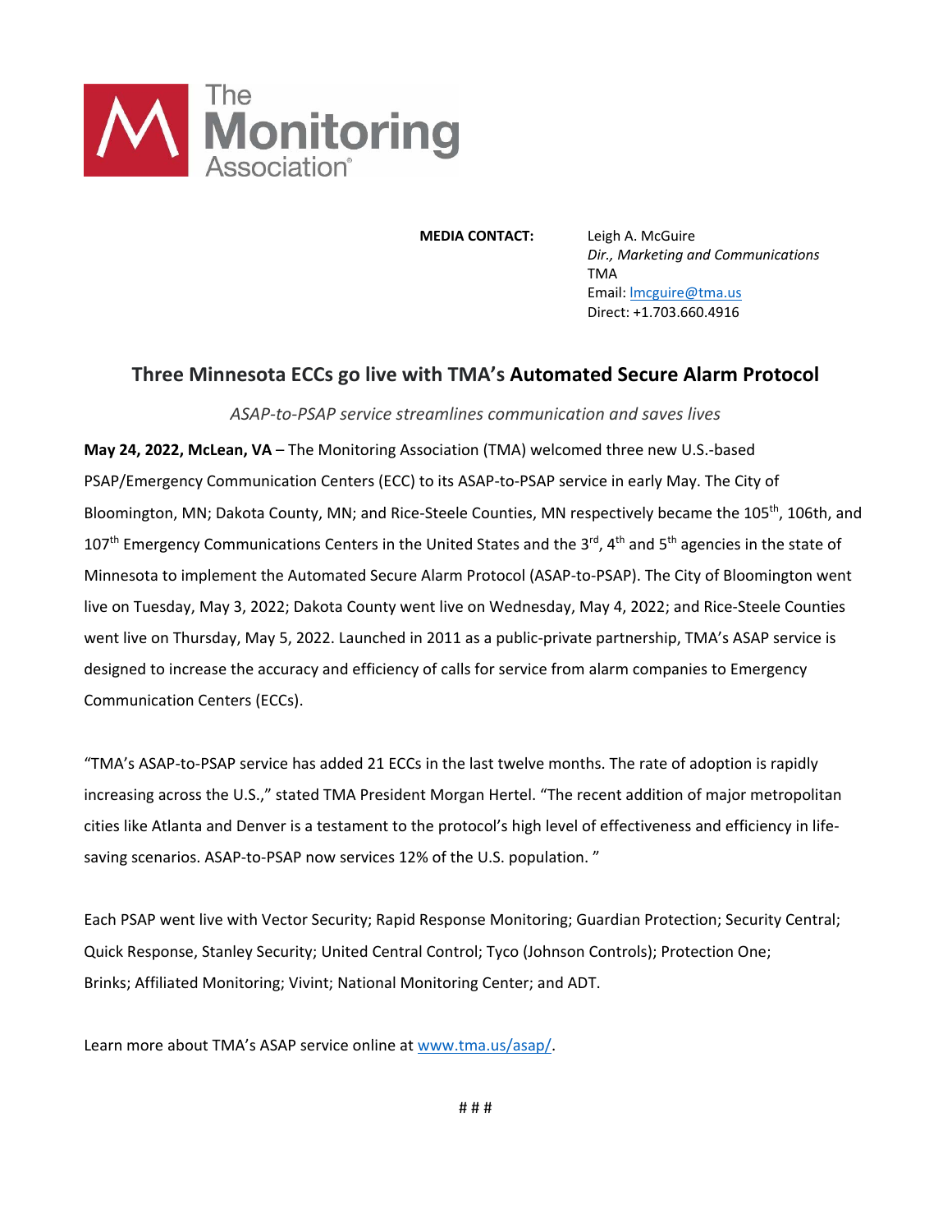The Monitoring Association®

**MEDIA CONTACT:**

Leigh A. McGuire
*Dir., Marketing and Communications*
TMA
Email: lmcguire@tma.us
Direct: +1.703.660.4916

# Three Minnesota ECCs go live with TMA's Automated Secure Alarm Protocol

*ASAP-to-PSAP service streamlines communication and saves lives*

**May 24, 2022, McLean, VA** – The Monitoring Association (TMA) welcomed three new U.S.-based PSAP/Emergency Communication Centers (ECC) to its ASAP-to-PSAP service in early May. The City of Bloomington, MN; Dakota County, MN; and Rice-Steele Counties, MN respectively became the 105th, 106th, and 107th Emergency Communications Centers in the United States and the 3rd, 4th and 5th agencies in the state of Minnesota to implement the Automated Secure Alarm Protocol (ASAP-to-PSAP). The City of Bloomington went live on Tuesday, May 3, 2022; Dakota County went live on Wednesday, May 4, 2022; and Rice-Steele Counties went live on Thursday, May 5, 2022. Launched in 2011 as a public-private partnership, TMA's ASAP service is designed to increase the accuracy and efficiency of calls for service from alarm companies to Emergency Communication Centers (ECCs).

"TMA's ASAP-to-PSAP service has added 21 ECCs in the last twelve months. The rate of adoption is rapidly increasing across the U.S.," stated TMA President Morgan Hertel. "The recent addition of major metropolitan cities like Atlanta and Denver is a testament to the protocol's high level of effectiveness and efficiency in life-saving scenarios. ASAP-to-PSAP now services 12% of the U.S. population. "

Each PSAP went live with Vector Security; Rapid Response Monitoring; Guardian Protection; Security Central; Quick Response, Stanley Security; United Central Control; Tyco (Johnson Controls); Protection One; Brinks; Affiliated Monitoring; Vivint; National Monitoring Center; and ADT.

Learn more about TMA's ASAP service online at www.tma.us/asap/.

# # #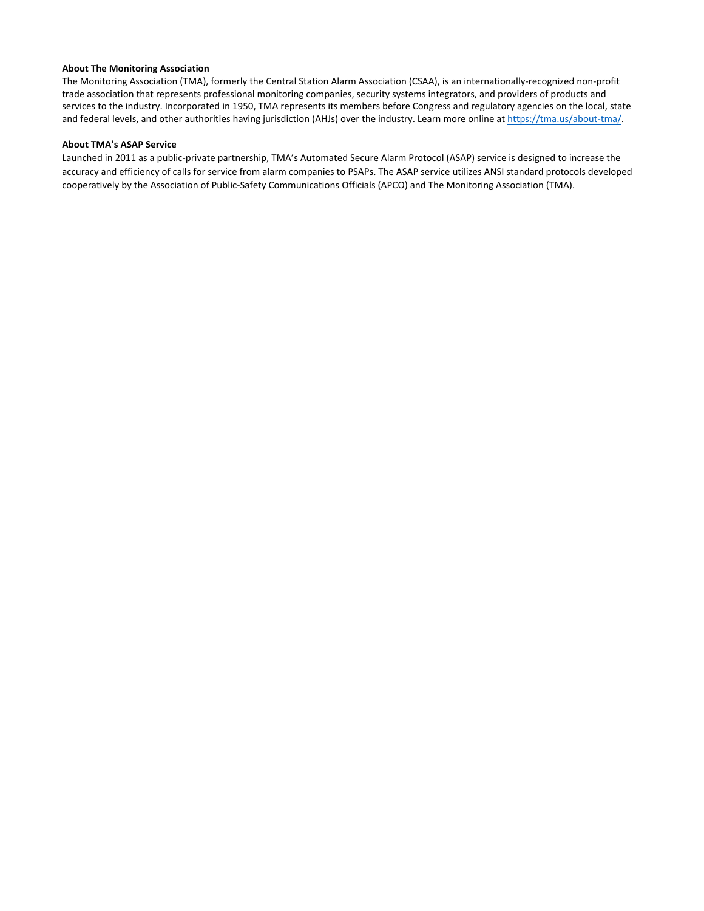**About The Monitoring Association**

The Monitoring Association (TMA), formerly the Central Station Alarm Association (CSAA), is an internationally-recognized non-profit trade association that represents professional monitoring companies, security systems integrators, and providers of products and services to the industry. Incorporated in 1950, TMA represents its members before Congress and regulatory agencies on the local, state and federal levels, and other authorities having jurisdiction (AHJs) over the industry. Learn more online at [https://tma.us/about-tma/](https://tma.us/about-tma/).

**About TMA's ASAP Service**

Launched in 2011 as a public-private partnership, TMA's Automated Secure Alarm Protocol (ASAP) service is designed to increase the accuracy and efficiency of calls for service from alarm companies to PSAPs. The ASAP service utilizes ANSI standard protocols developed cooperatively by the Association of Public-Safety Communications Officials (APCO) and The Monitoring Association (TMA).